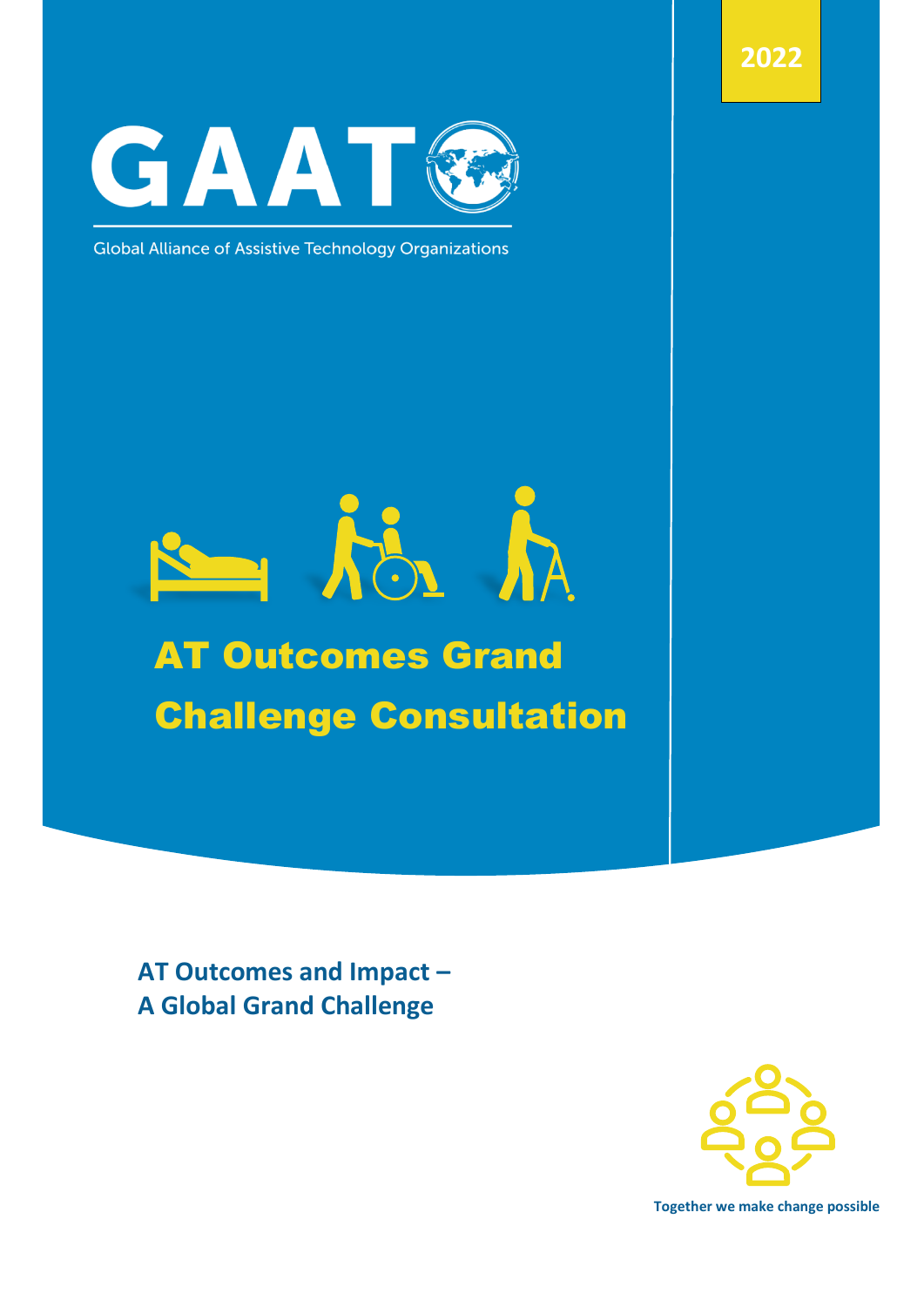2022

# GAAT

Global Alliance of Assistive Technology Organizations

# AT Outcomes Grand Challenge Consultation

## AT Outcomes and Impact – A Global Grand Challenge

Together we make change possible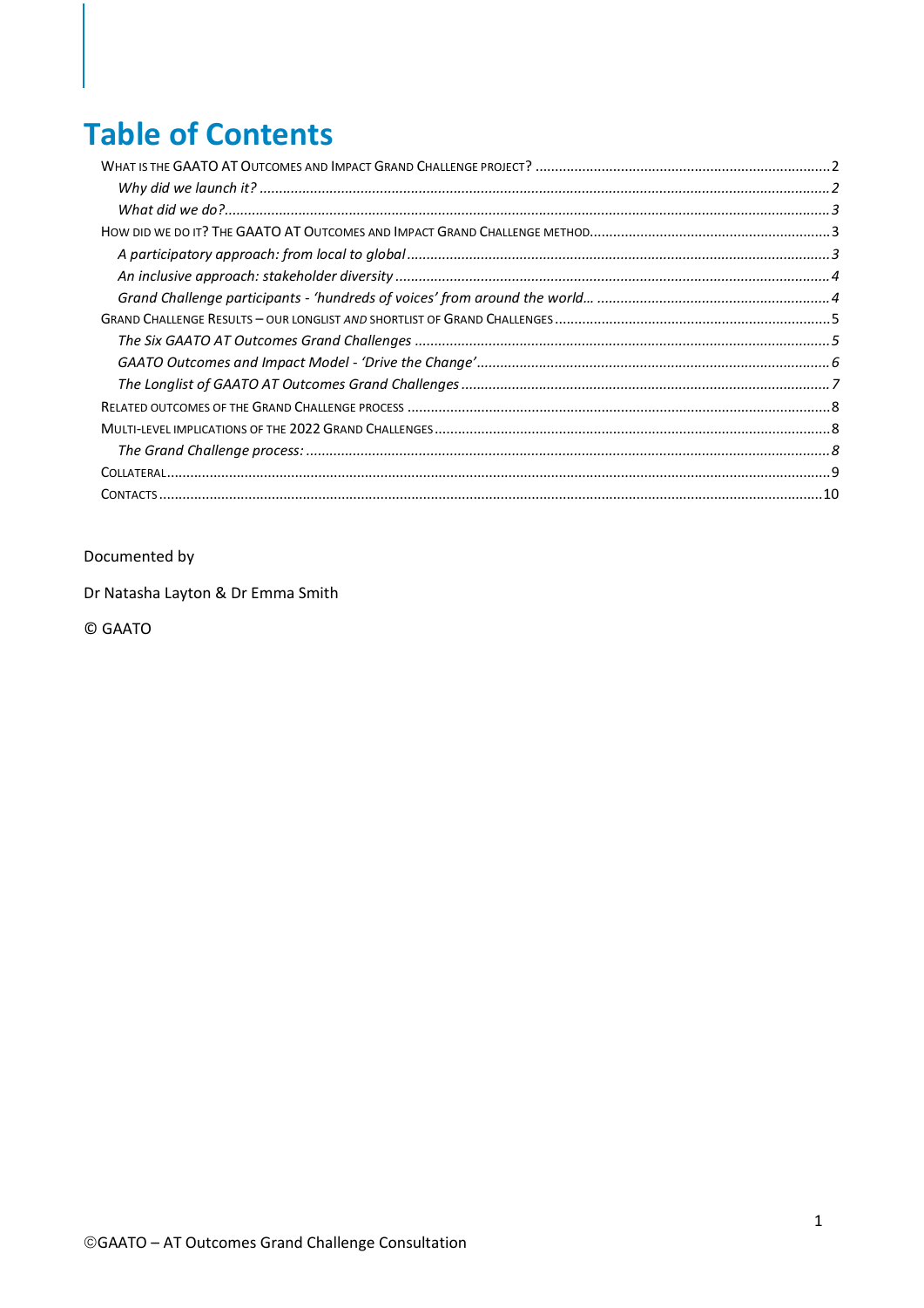# Table of Contents

WHAT IS THE GAATO AT OUTCOMES AND IMPACT GRAND CHALLENGE PROJECT? .......... 2

*Why did we launch it?* .......... 2

*What did we do?* .......... 3

HOW DID WE DO IT? THE GAATO AT OUTCOMES AND IMPACT GRAND CHALLENGE METHOD .......... 3

*A participatory approach: from local to global* .......... 3

*An inclusive approach: stakeholder diversity* .......... 4

*Grand Challenge participants - 'hundreds of voices' from around the world…* .......... 4

GRAND CHALLENGE RESULTS – OUR LONGLIST *AND* SHORTLIST OF GRAND CHALLENGES .......... 5

*The Six GAATO AT Outcomes Grand Challenges* .......... 5

*GAATO Outcomes and Impact Model - 'Drive the Change'* .......... 6

*The Longlist of GAATO AT Outcomes Grand Challenges* .......... 7

RELATED OUTCOMES OF THE GRAND CHALLENGE PROCESS .......... 8

MULTI-LEVEL IMPLICATIONS OF THE 2022 GRAND CHALLENGES .......... 8

*The Grand Challenge process:* .......... 8

COLLATERAL .......... 9

CONTACTS .......... 10

Documented by

Dr Natasha Layton & Dr Emma Smith

© GAATO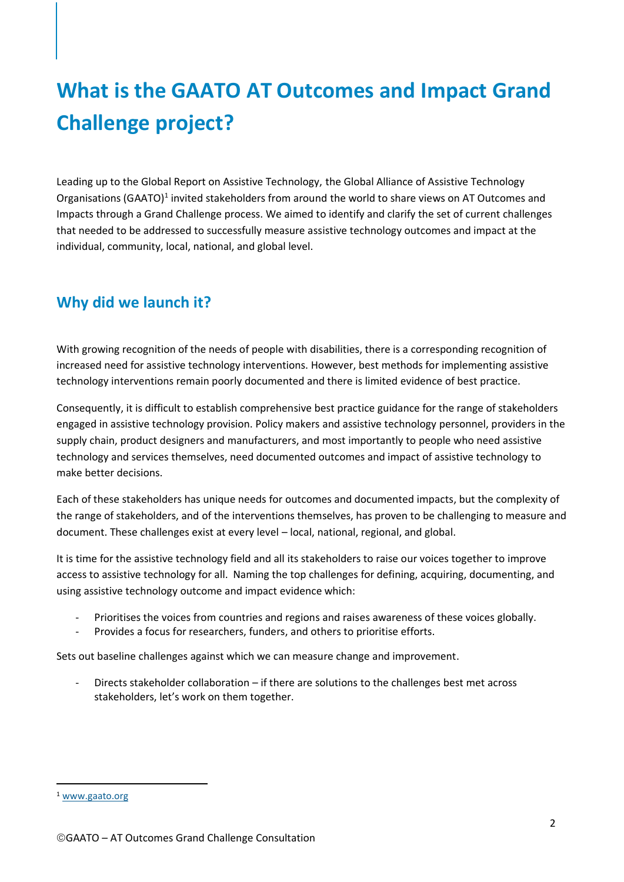# What is the GAATO AT Outcomes and Impact Grand Challenge project?

Leading up to the Global Report on Assistive Technology, the Global Alliance of Assistive Technology Organisations (GAATO)[1] invited stakeholders from around the world to share views on AT Outcomes and Impacts through a Grand Challenge process. We aimed to identify and clarify the set of current challenges that needed to be addressed to successfully measure assistive technology outcomes and impact at the individual, community, local, national, and global level.

## Why did we launch it?

With growing recognition of the needs of people with disabilities, there is a corresponding recognition of increased need for assistive technology interventions. However, best methods for implementing assistive technology interventions remain poorly documented and there is limited evidence of best practice.

Consequently, it is difficult to establish comprehensive best practice guidance for the range of stakeholders engaged in assistive technology provision. Policy makers and assistive technology personnel, providers in the supply chain, product designers and manufacturers, and most importantly to people who need assistive technology and services themselves, need documented outcomes and impact of assistive technology to make better decisions.

Each of these stakeholders has unique needs for outcomes and documented impacts, but the complexity of the range of stakeholders, and of the interventions themselves, has proven to be challenging to measure and document. These challenges exist at every level – local, national, regional, and global.

It is time for the assistive technology field and all its stakeholders to raise our voices together to improve access to assistive technology for all. Naming the top challenges for defining, acquiring, documenting, and using assistive technology outcome and impact evidence which:

- Prioritises the voices from countries and regions and raises awareness of these voices globally.
- Provides a focus for researchers, funders, and others to prioritise efforts.

Sets out baseline challenges against which we can measure change and improvement.

- Directs stakeholder collaboration – if there are solutions to the challenges best met across stakeholders, let's work on them together.

[1] www.gaato.org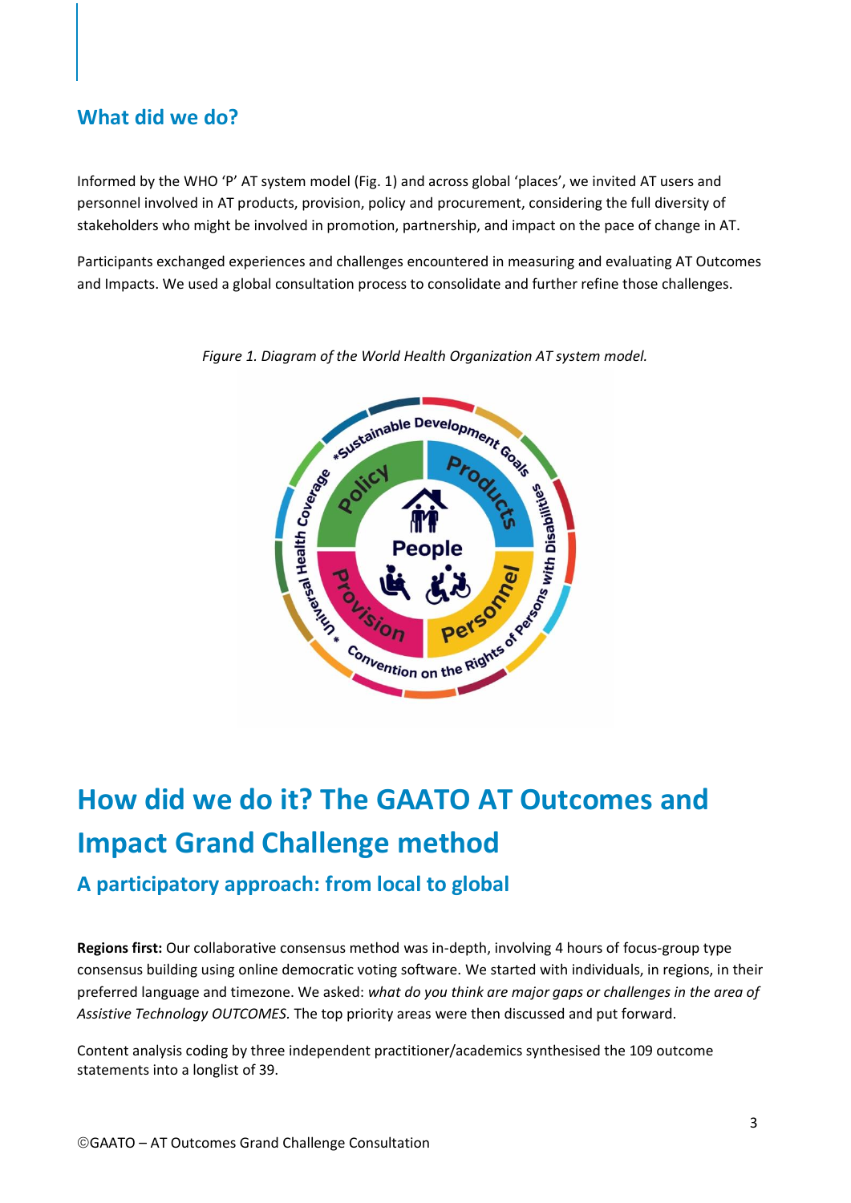## What did we do?

Informed by the WHO 'P' AT system model (Fig. 1) and across global 'places', we invited AT users and personnel involved in AT products, provision, policy and procurement, considering the full diversity of stakeholders who might be involved in promotion, partnership, and impact on the pace of change in AT.

Participants exchanged experiences and challenges encountered in measuring and evaluating AT Outcomes and Impacts. We used a global consultation process to consolidate and further refine those challenges.

*Figure 1. Diagram of the World Health Organization AT system model.*

# How did we do it? The GAATO AT Outcomes and Impact Grand Challenge method

## A participatory approach: from local to global

**Regions first:** Our collaborative consensus method was in-depth, involving 4 hours of focus-group type consensus building using online democratic voting software. We started with individuals, in regions, in their preferred language and timezone. We asked: *what do you think are major gaps or challenges in the area of Assistive Technology OUTCOMES.* The top priority areas were then discussed and put forward.

Content analysis coding by three independent practitioner/academics synthesised the 109 outcome statements into a longlist of 39.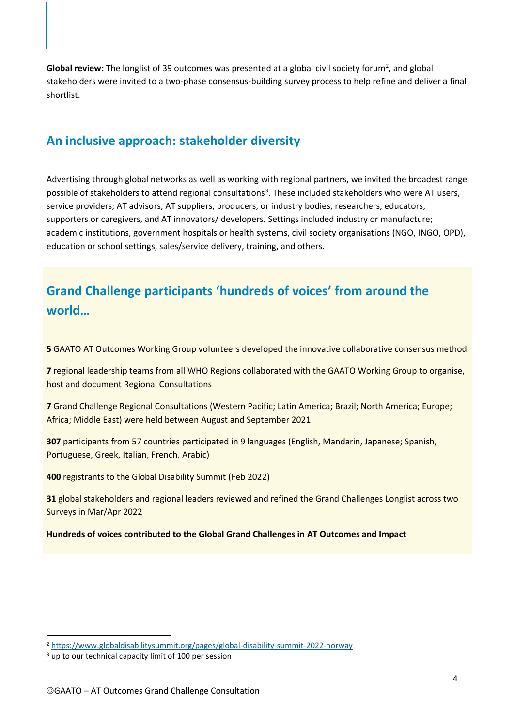**Global review:** The longlist of 39 outcomes was presented at a global civil society forum[2], and global stakeholders were invited to a two-phase consensus-building survey process to help refine and deliver a final shortlist.

## An inclusive approach: stakeholder diversity

Advertising through global networks as well as working with regional partners, we invited the broadest range possible of stakeholders to attend regional consultations[3]. These included stakeholders who were AT users, service providers; AT advisors, AT suppliers, producers, or industry bodies, researchers, educators, supporters or caregivers, and AT innovators/ developers. Settings included industry or manufacture; academic institutions, government hospitals or health systems, civil society organisations (NGO, INGO, OPD), education or school settings, sales/service delivery, training, and others.

## Grand Challenge participants 'hundreds of voices' from around the world…

**5** GAATO AT Outcomes Working Group volunteers developed the innovative collaborative consensus method

**7** regional leadership teams from all WHO Regions collaborated with the GAATO Working Group to organise, host and document Regional Consultations

**7** Grand Challenge Regional Consultations (Western Pacific; Latin America; Brazil; North America; Europe; Africa; Middle East) were held between August and September 2021

**307** participants from 57 countries participated in 9 languages (English, Mandarin, Japanese; Spanish, Portuguese, Greek, Italian, French, Arabic)

**400** registrants to the Global Disability Summit (Feb 2022)

**31** global stakeholders and regional leaders reviewed and refined the Grand Challenges Longlist across two Surveys in Mar/Apr 2022

**Hundreds of voices contributed to the Global Grand Challenges in AT Outcomes and Impact**

---

[2] https://www.globaldisabilitysummit.org/pages/global-disability-summit-2022-norway

[3] up to our technical capacity limit of 100 per session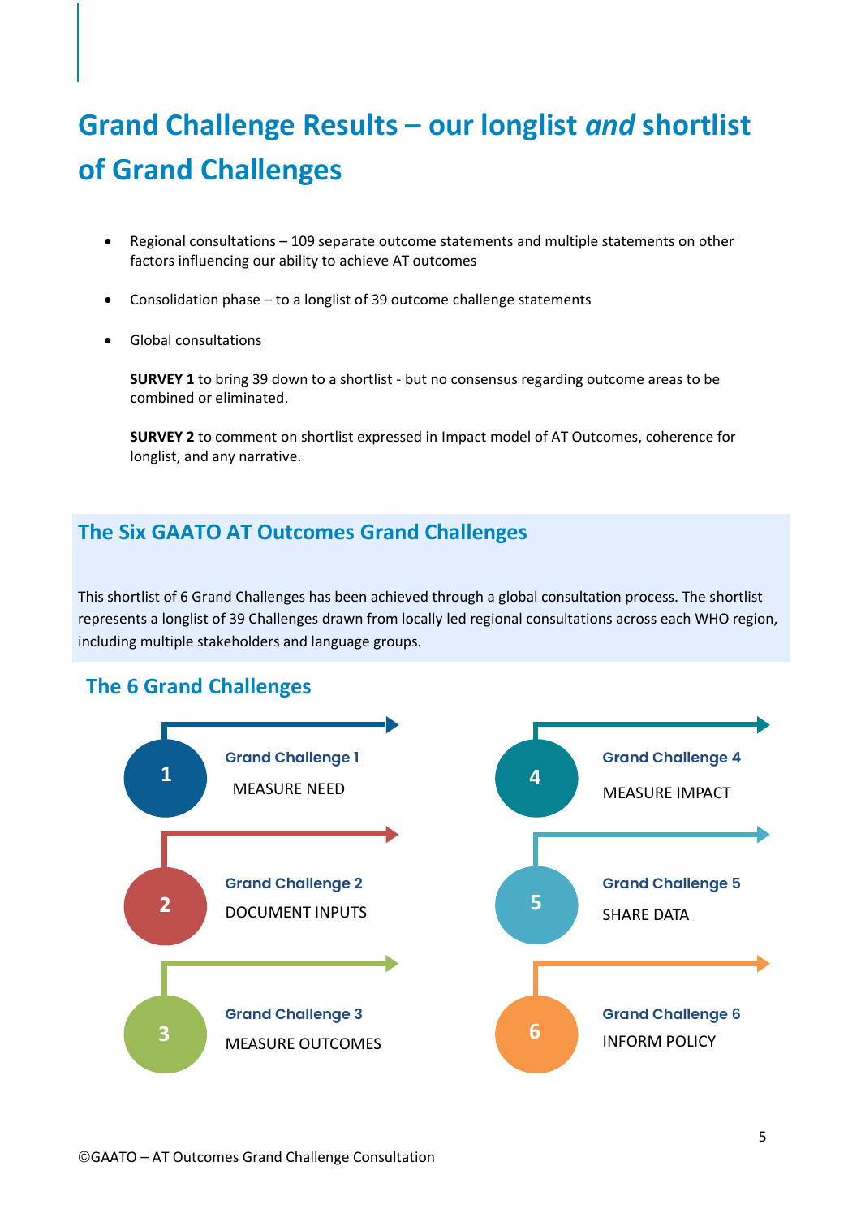# Grand Challenge Results – our longlist *and* shortlist of Grand Challenges

- Regional consultations – 109 separate outcome statements and multiple statements on other factors influencing our ability to achieve AT outcomes
- Consolidation phase – to a longlist of 39 outcome challenge statements
- Global consultations

  **SURVEY 1** to bring 39 down to a shortlist - but no consensus regarding outcome areas to be combined or eliminated.

  **SURVEY 2** to comment on shortlist expressed in Impact model of AT Outcomes, coherence for longlist, and any narrative.

## The Six GAATO AT Outcomes Grand Challenges

This shortlist of 6 Grand Challenges has been achieved through a global consultation process. The shortlist represents a longlist of 39 Challenges drawn from locally led regional consultations across each WHO region, including multiple stakeholders and language groups.

## The 6 Grand Challenges

1. **Grand Challenge 1**
   MEASURE NEED
2. **Grand Challenge 2**
   DOCUMENT INPUTS
3. **Grand Challenge 3**
   MEASURE OUTCOMES
4. **Grand Challenge 4**
   MEASURE IMPACT
5. **Grand Challenge 5**
   SHARE DATA
6. **Grand Challenge 6**
   INFORM POLICY

©GAATO – AT Outcomes Grand Challenge Consultation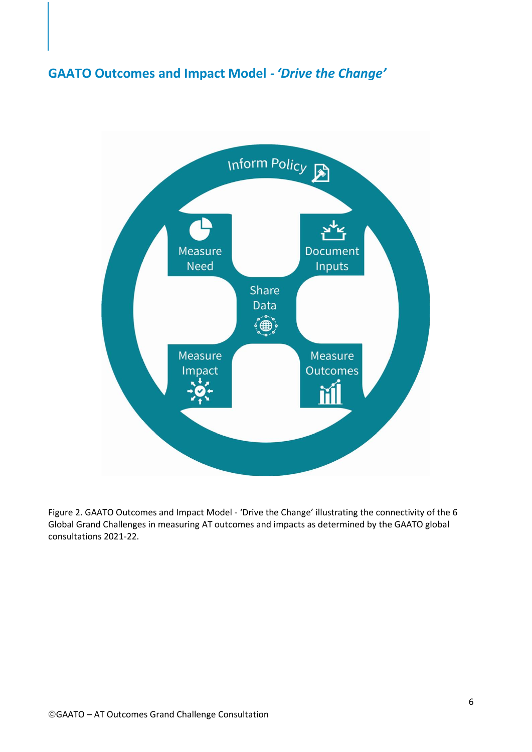## GAATO Outcomes and Impact Model - *'Drive the Change'*

Inform Policy

Measure Need

Document Inputs

Share Data

Measure Impact

Measure Outcomes

Figure 2. GAATO Outcomes and Impact Model - 'Drive the Change' illustrating the connectivity of the 6 Global Grand Challenges in measuring AT outcomes and impacts as determined by the GAATO global consultations 2021-22.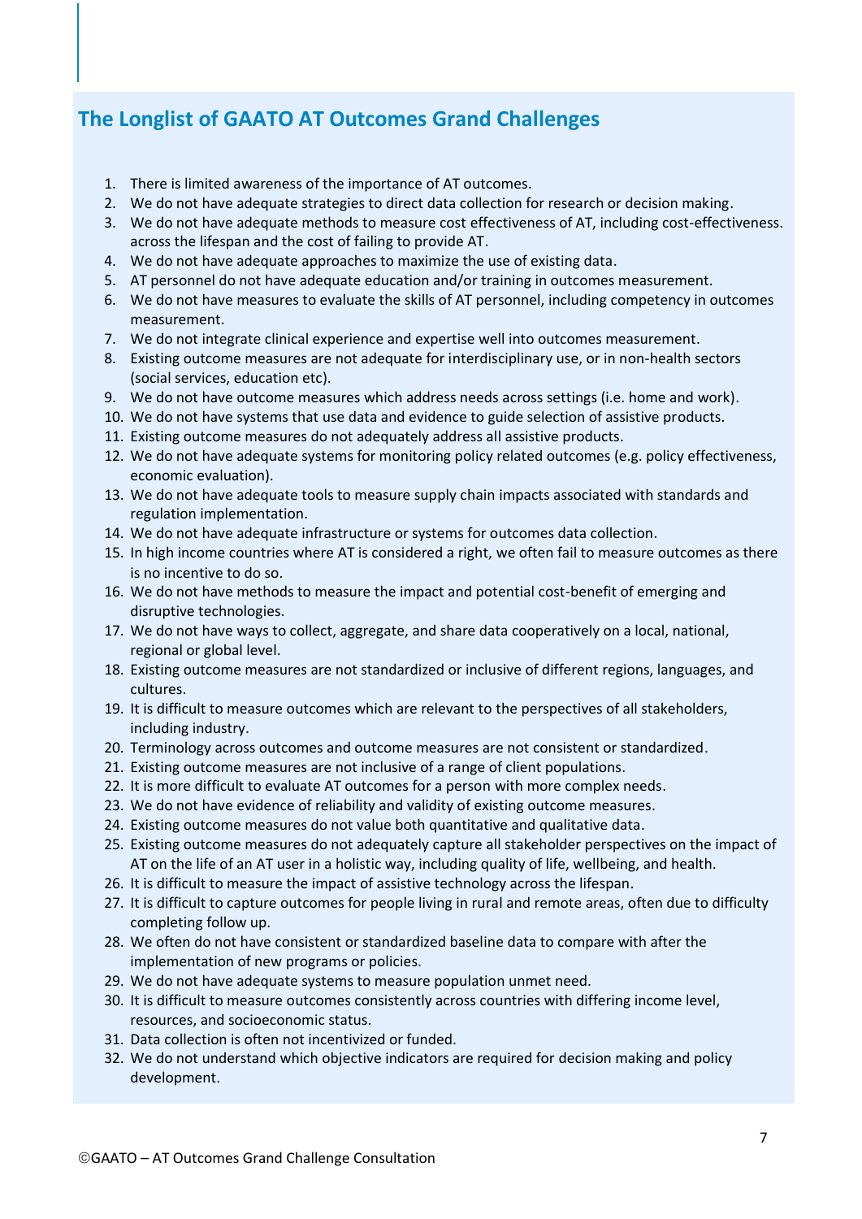## The Longlist of GAATO AT Outcomes Grand Challenges

1. There is limited awareness of the importance of AT outcomes.
2. We do not have adequate strategies to direct data collection for research or decision making.
3. We do not have adequate methods to measure cost effectiveness of AT, including cost-effectiveness. across the lifespan and the cost of failing to provide AT.
4. We do not have adequate approaches to maximize the use of existing data.
5. AT personnel do not have adequate education and/or training in outcomes measurement.
6. We do not have measures to evaluate the skills of AT personnel, including competency in outcomes measurement.
7. We do not integrate clinical experience and expertise well into outcomes measurement.
8. Existing outcome measures are not adequate for interdisciplinary use, or in non-health sectors (social services, education etc).
9. We do not have outcome measures which address needs across settings (i.e. home and work).
10. We do not have systems that use data and evidence to guide selection of assistive products.
11. Existing outcome measures do not adequately address all assistive products.
12. We do not have adequate systems for monitoring policy related outcomes (e.g. policy effectiveness, economic evaluation).
13. We do not have adequate tools to measure supply chain impacts associated with standards and regulation implementation.
14. We do not have adequate infrastructure or systems for outcomes data collection.
15. In high income countries where AT is considered a right, we often fail to measure outcomes as there is no incentive to do so.
16. We do not have methods to measure the impact and potential cost-benefit of emerging and disruptive technologies.
17. We do not have ways to collect, aggregate, and share data cooperatively on a local, national, regional or global level.
18. Existing outcome measures are not standardized or inclusive of different regions, languages, and cultures.
19. It is difficult to measure outcomes which are relevant to the perspectives of all stakeholders, including industry.
20. Terminology across outcomes and outcome measures are not consistent or standardized.
21. Existing outcome measures are not inclusive of a range of client populations.
22. It is more difficult to evaluate AT outcomes for a person with more complex needs.
23. We do not have evidence of reliability and validity of existing outcome measures.
24. Existing outcome measures do not value both quantitative and qualitative data.
25. Existing outcome measures do not adequately capture all stakeholder perspectives on the impact of AT on the life of an AT user in a holistic way, including quality of life, wellbeing, and health.
26. It is difficult to measure the impact of assistive technology across the lifespan.
27. It is difficult to capture outcomes for people living in rural and remote areas, often due to difficulty completing follow up.
28. We often do not have consistent or standardized baseline data to compare with after the implementation of new programs or policies.
29. We do not have adequate systems to measure population unmet need.
30. It is difficult to measure outcomes consistently across countries with differing income level, resources, and socioeconomic status.
31. Data collection is often not incentivized or funded.
32. We do not understand which objective indicators are required for decision making and policy development.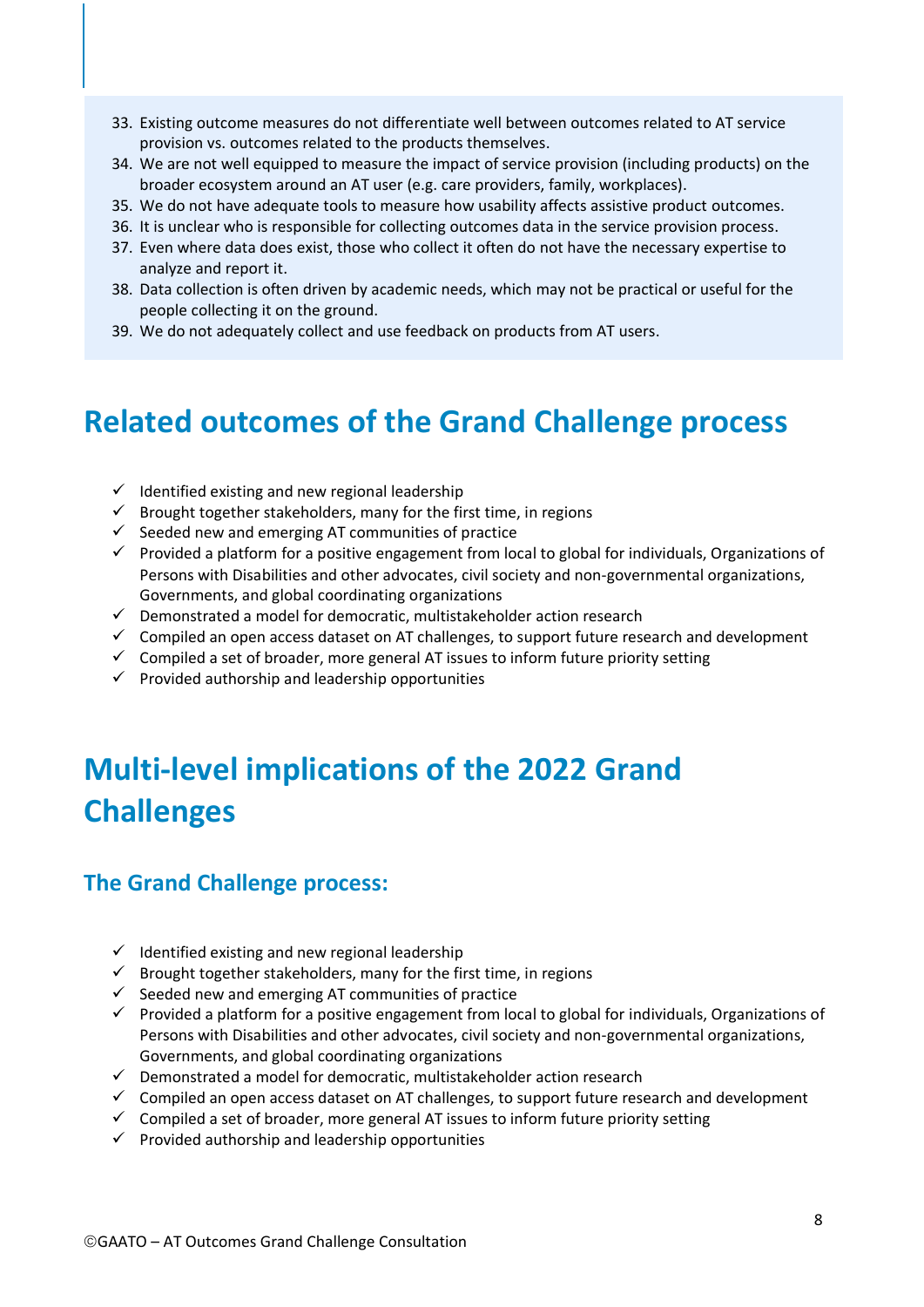33. Existing outcome measures do not differentiate well between outcomes related to AT service provision vs. outcomes related to the products themselves.
34. We are not well equipped to measure the impact of service provision (including products) on the broader ecosystem around an AT user (e.g. care providers, family, workplaces).
35. We do not have adequate tools to measure how usability affects assistive product outcomes.
36. It is unclear who is responsible for collecting outcomes data in the service provision process.
37. Even where data does exist, those who collect it often do not have the necessary expertise to analyze and report it.
38. Data collection is often driven by academic needs, which may not be practical or useful for the people collecting it on the ground.
39. We do not adequately collect and use feedback on products from AT users.

# Related outcomes of the Grand Challenge process

- ✓ Identified existing and new regional leadership
- ✓ Brought together stakeholders, many for the first time, in regions
- ✓ Seeded new and emerging AT communities of practice
- ✓ Provided a platform for a positive engagement from local to global for individuals, Organizations of Persons with Disabilities and other advocates, civil society and non-governmental organizations, Governments, and global coordinating organizations
- ✓ Demonstrated a model for democratic, multistakeholder action research
- ✓ Compiled an open access dataset on AT challenges, to support future research and development
- ✓ Compiled a set of broader, more general AT issues to inform future priority setting
- ✓ Provided authorship and leadership opportunities

# Multi-level implications of the 2022 Grand Challenges

## The Grand Challenge process:

- ✓ Identified existing and new regional leadership
- ✓ Brought together stakeholders, many for the first time, in regions
- ✓ Seeded new and emerging AT communities of practice
- ✓ Provided a platform for a positive engagement from local to global for individuals, Organizations of Persons with Disabilities and other advocates, civil society and non-governmental organizations, Governments, and global coordinating organizations
- ✓ Demonstrated a model for democratic, multistakeholder action research
- ✓ Compiled an open access dataset on AT challenges, to support future research and development
- ✓ Compiled a set of broader, more general AT issues to inform future priority setting
- ✓ Provided authorship and leadership opportunities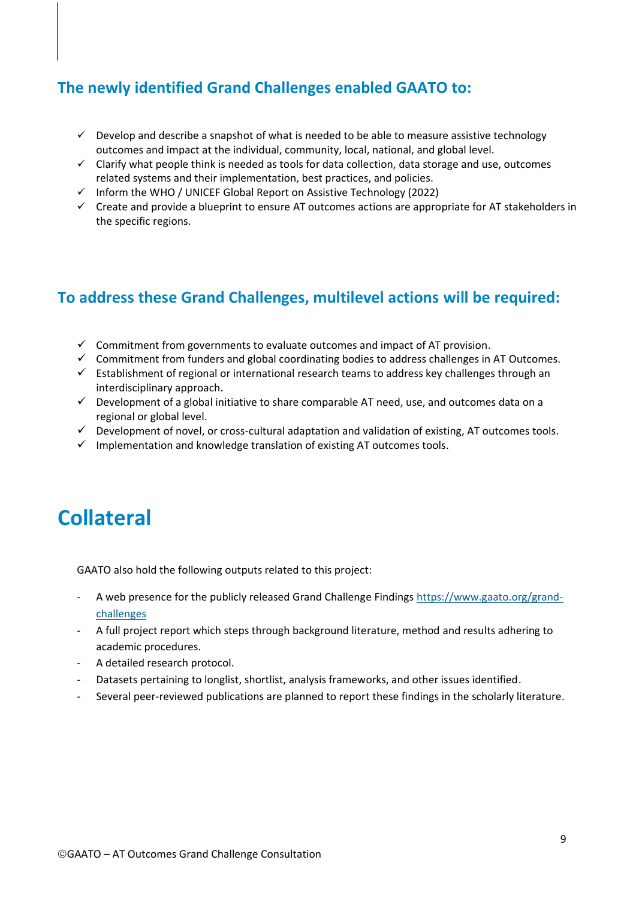## The newly identified Grand Challenges enabled GAATO to:

- ✓ Develop and describe a snapshot of what is needed to be able to measure assistive technology outcomes and impact at the individual, community, local, national, and global level.
- ✓ Clarify what people think is needed as tools for data collection, data storage and use, outcomes related systems and their implementation, best practices, and policies.
- ✓ Inform the WHO / UNICEF Global Report on Assistive Technology (2022)
- ✓ Create and provide a blueprint to ensure AT outcomes actions are appropriate for AT stakeholders in the specific regions.

## To address these Grand Challenges, multilevel actions will be required:

- ✓ Commitment from governments to evaluate outcomes and impact of AT provision.
- ✓ Commitment from funders and global coordinating bodies to address challenges in AT Outcomes.
- ✓ Establishment of regional or international research teams to address key challenges through an interdisciplinary approach.
- ✓ Development of a global initiative to share comparable AT need, use, and outcomes data on a regional or global level.
- ✓ Development of novel, or cross-cultural adaptation and validation of existing, AT outcomes tools.
- ✓ Implementation and knowledge translation of existing AT outcomes tools.

# Collateral

GAATO also hold the following outputs related to this project:

- A web presence for the publicly released Grand Challenge Findings [https://www.gaato.org/grand-challenges](https://www.gaato.org/grand-challenges)
- A full project report which steps through background literature, method and results adhering to academic procedures.
- A detailed research protocol.
- Datasets pertaining to longlist, shortlist, analysis frameworks, and other issues identified.
- Several peer-reviewed publications are planned to report these findings in the scholarly literature.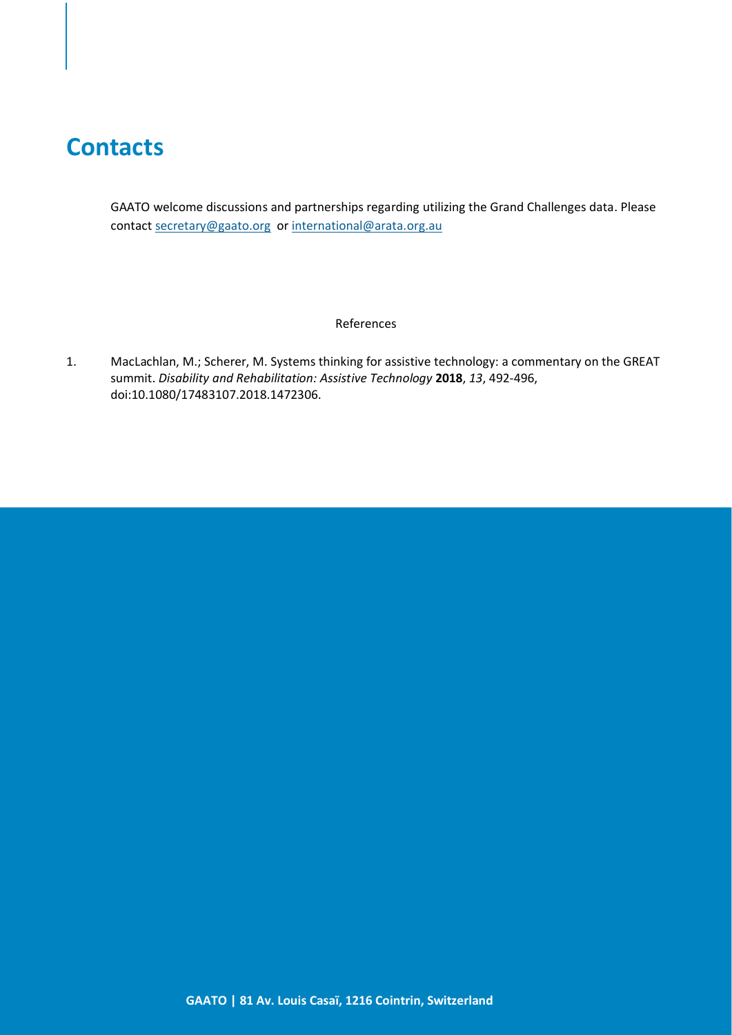# Contacts

GAATO welcome discussions and partnerships regarding utilizing the Grand Challenges data. Please contact secretary@gaato.org or international@arata.org.au

References

1. MacLachlan, M.; Scherer, M. Systems thinking for assistive technology: a commentary on the GREAT summit. *Disability and Rehabilitation: Assistive Technology* **2018**, *13*, 492-496, doi:10.1080/17483107.2018.1472306.

**GAATO | 81 Av. Louis Casaï, 1216 Cointrin, Switzerland**